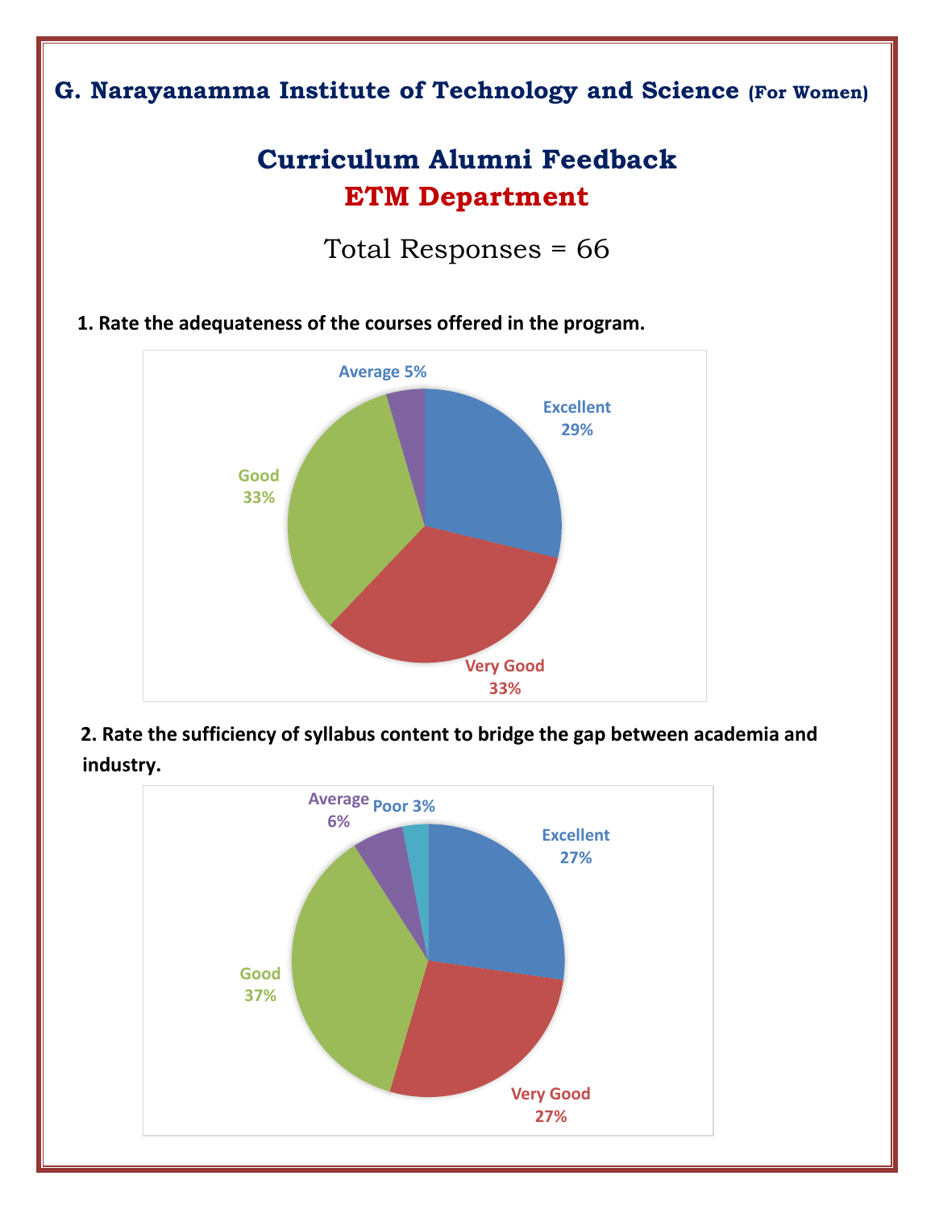# G. Narayanamma Institute of Technology and Science (For Women)

## Curriculum Alumni Feedback

## ETM Department

Total Responses = 66

**1. Rate the adequateness of the courses offered in the program.**

Average 5%

Excellent 29%

Good 33%

Very Good 33%

**2. Rate the sufficiency of syllabus content to bridge the gap between academia and industry.**

Average 6%

Poor 3%

Excellent 27%

Good 37%

Very Good 27%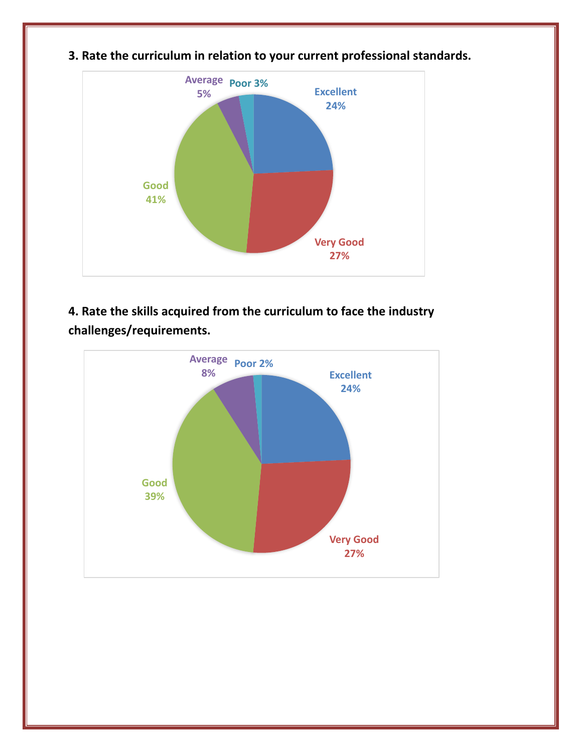**3. Rate the curriculum in relation to your current professional standards.**

Average 5%

Poor 3%

Excellent 24%

Good 41%

Very Good 27%

**4. Rate the skills acquired from the curriculum to face the industry challenges/requirements.**

Average 8%

Poor 2%

Excellent 24%

Good 39%

Very Good 27%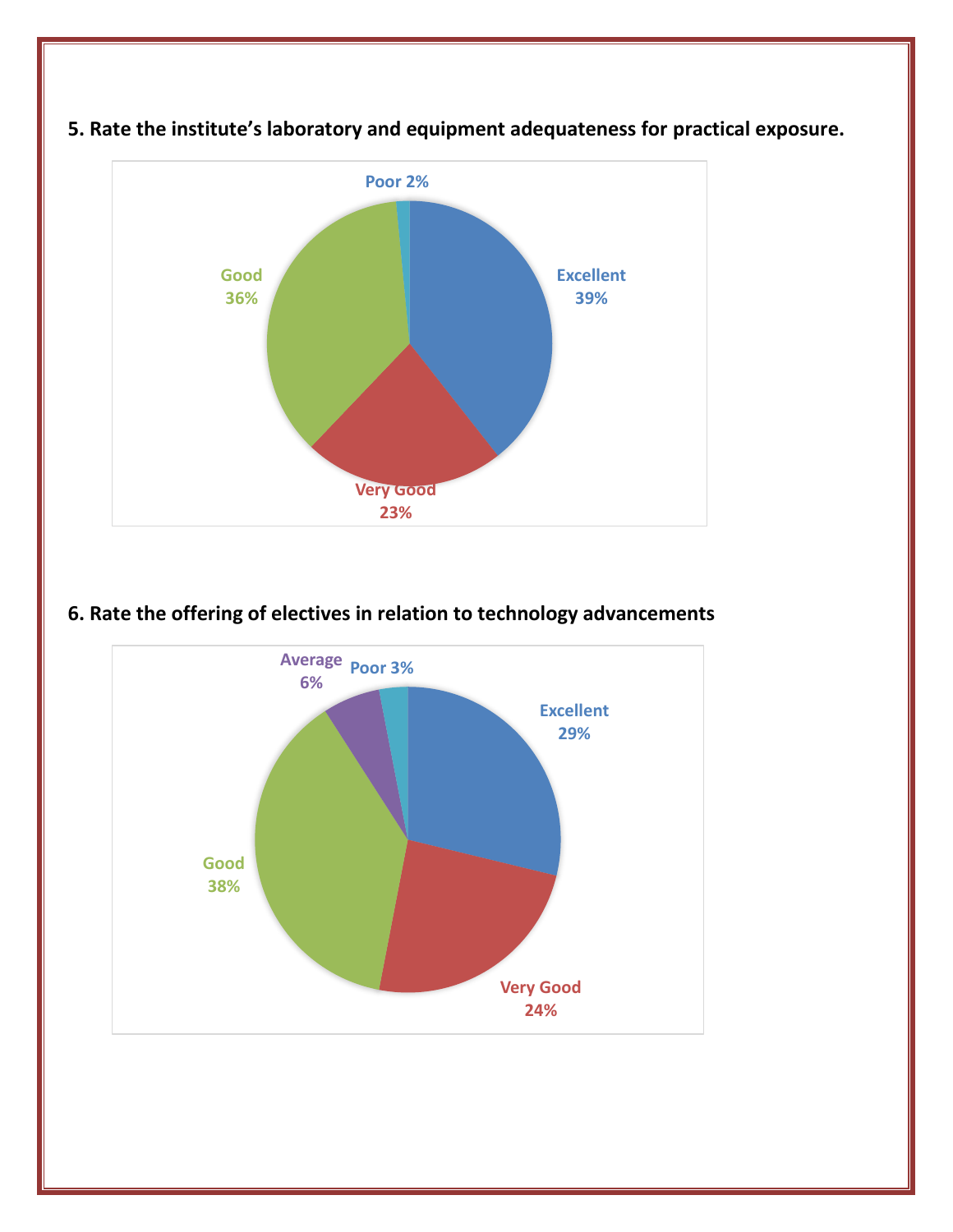**5. Rate the institute's laboratory and equipment adequateness for practical exposure.**

Poor 2%

Excellent 39%

Good 36%

Very Good 23%

**6. Rate the offering of electives in relation to technology advancements**

Average 6%

Poor 3%

Excellent 29%

Good 38%

Very Good 24%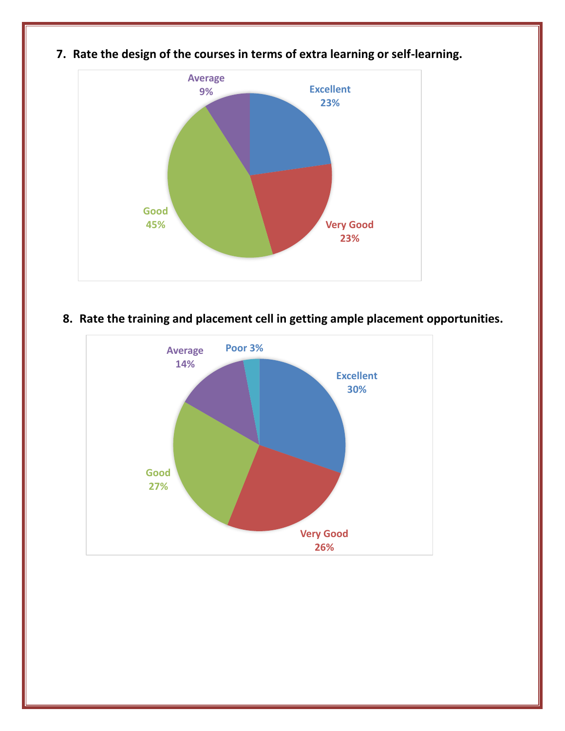7. **Rate the design of the courses in terms of extra learning or self-learning.**

Average 9%

Excellent 23%

Very Good 23%

Good 45%

8. **Rate the training and placement cell in getting ample placement opportunities.**

Average 14%

Poor 3%

Excellent 30%

Good 27%

Very Good 26%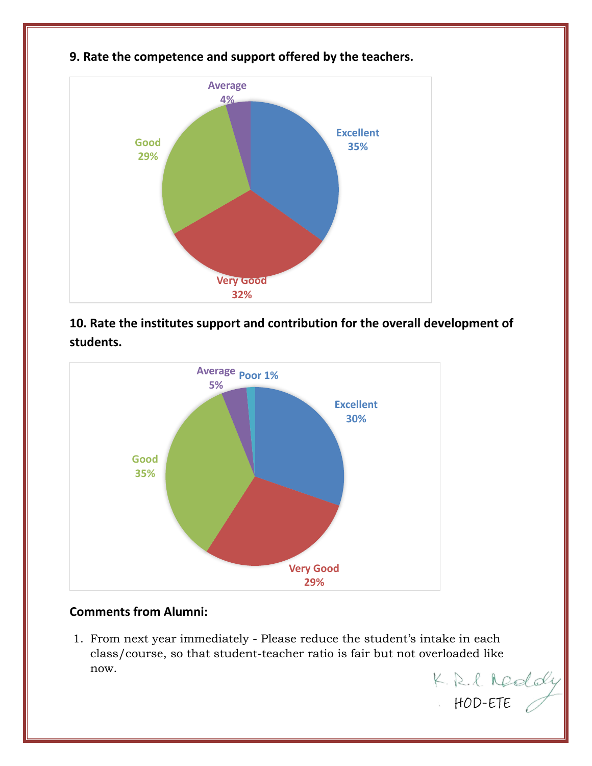**9. Rate the competence and support offered by the teachers.**

Average 4%
Excellent 35%
Good 29%
Very Good 32%

**10. Rate the institutes support and contribution for the overall development of students.**

Average 5%
Poor 1%
Excellent 30%
Good 35%
Very Good 29%

**Comments from Alumni:**

1. From next year immediately - Please reduce the student's intake in each class/course, so that student-teacher ratio is fair but not overloaded like now.

K.R.L Reddy
HOD-ETE